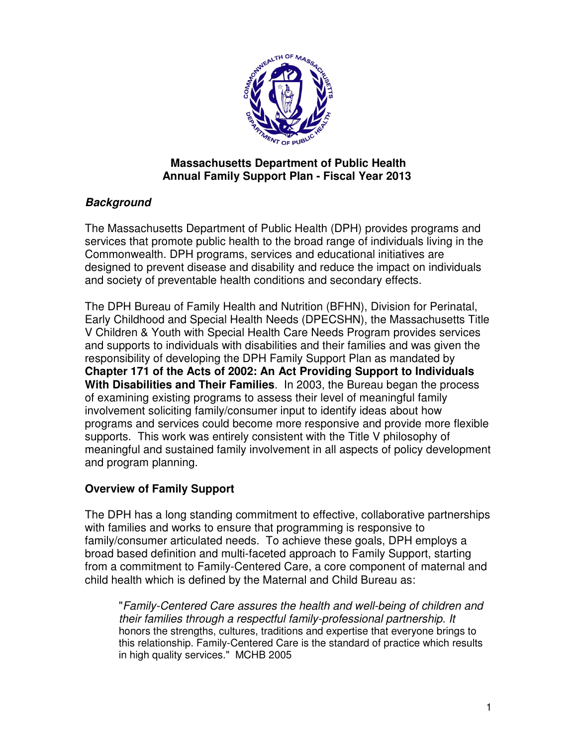# Massachusetts Department of Public Health
# Annual Family Support Plan - Fiscal Year 2013

## *Background*

The Massachusetts Department of Public Health (DPH) provides programs and services that promote public health to the broad range of individuals living in the Commonwealth. DPH programs, services and educational initiatives are designed to prevent disease and disability and reduce the impact on individuals and society of preventable health conditions and secondary effects.

The DPH Bureau of Family Health and Nutrition (BFHN), Division for Perinatal, Early Childhood and Special Health Needs (DPECSHN), the Massachusetts Title V Children & Youth with Special Health Care Needs Program provides services and supports to individuals with disabilities and their families and was given the responsibility of developing the DPH Family Support Plan as mandated by **Chapter 171 of the Acts of 2002: An Act Providing Support to Individuals With Disabilities and Their Families**. In 2003, the Bureau began the process of examining existing programs to assess their level of meaningful family involvement soliciting family/consumer input to identify ideas about how programs and services could become more responsive and provide more flexible supports. This work was entirely consistent with the Title V philosophy of meaningful and sustained family involvement in all aspects of policy development and program planning.

## Overview of Family Support

The DPH has a long standing commitment to effective, collaborative partnerships with families and works to ensure that programming is responsive to family/consumer articulated needs. To achieve these goals, DPH employs a broad based definition and multi-faceted approach to Family Support, starting from a commitment to Family-Centered Care, a core component of maternal and child health which is defined by the Maternal and Child Bureau as:

> "*Family-Centered Care assures the health and well-being of children and their families through a respectful family-professional partnership. It* honors the strengths, cultures, traditions and expertise that everyone brings to this relationship. Family-Centered Care is the standard of practice which results in high quality services." MCHB 2005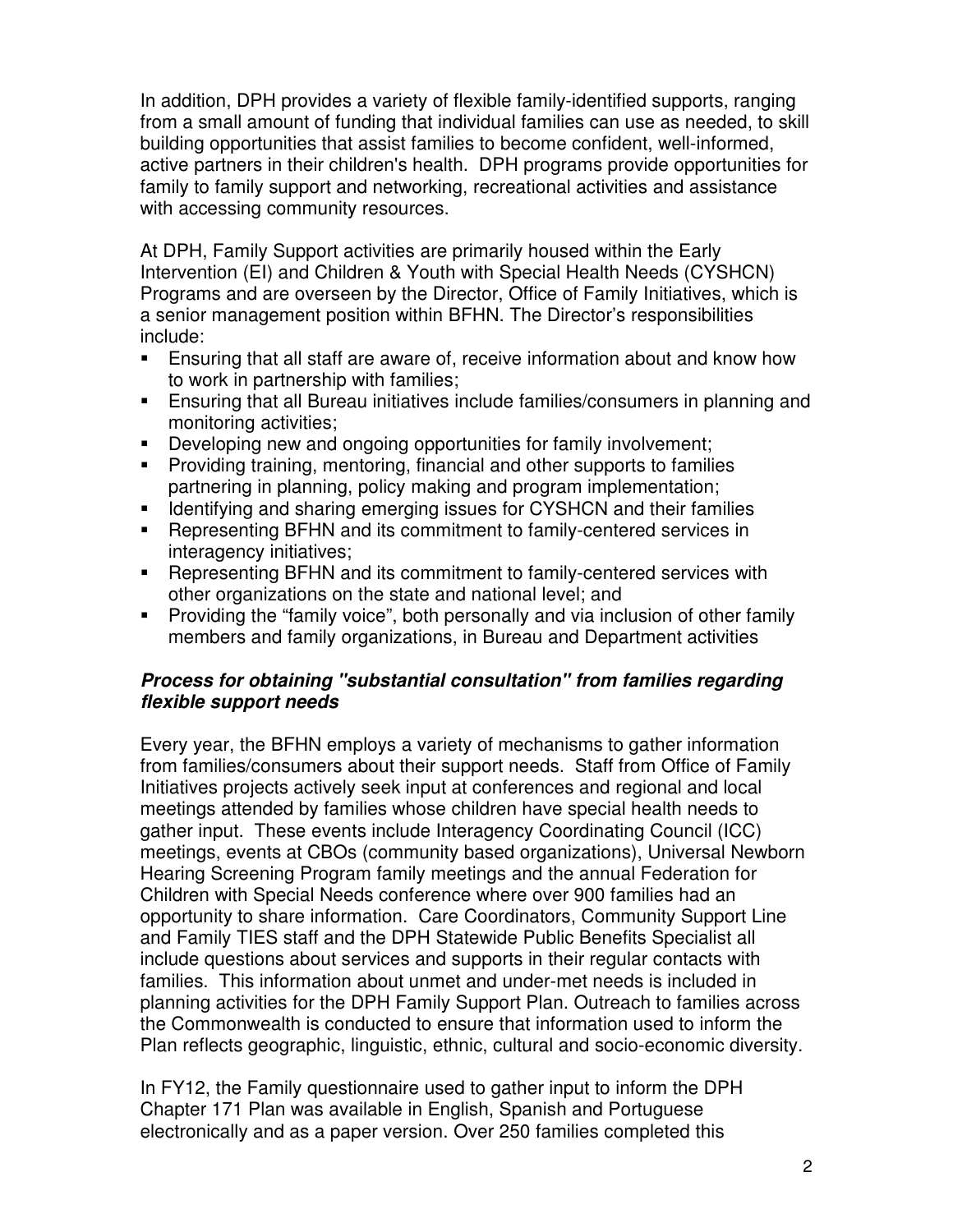In addition, DPH provides a variety of flexible family-identified supports, ranging from a small amount of funding that individual families can use as needed, to skill building opportunities that assist families to become confident, well-informed, active partners in their children's health. DPH programs provide opportunities for family to family support and networking, recreational activities and assistance with accessing community resources.

At DPH, Family Support activities are primarily housed within the Early Intervention (EI) and Children & Youth with Special Health Needs (CYSHCN) Programs and are overseen by the Director, Office of Family Initiatives, which is a senior management position within BFHN. The Director's responsibilities include:

- Ensuring that all staff are aware of, receive information about and know how to work in partnership with families;
- Ensuring that all Bureau initiatives include families/consumers in planning and monitoring activities;
- Developing new and ongoing opportunities for family involvement;
- Providing training, mentoring, financial and other supports to families partnering in planning, policy making and program implementation;
- Identifying and sharing emerging issues for CYSHCN and their families
- Representing BFHN and its commitment to family-centered services in interagency initiatives;
- Representing BFHN and its commitment to family-centered services with other organizations on the state and national level; and
- Providing the "family voice", both personally and via inclusion of other family members and family organizations, in Bureau and Department activities

### *Process for obtaining "substantial consultation" from families regarding flexible support needs*

Every year, the BFHN employs a variety of mechanisms to gather information from families/consumers about their support needs. Staff from Office of Family Initiatives projects actively seek input at conferences and regional and local meetings attended by families whose children have special health needs to gather input. These events include Interagency Coordinating Council (ICC) meetings, events at CBOs (community based organizations), Universal Newborn Hearing Screening Program family meetings and the annual Federation for Children with Special Needs conference where over 900 families had an opportunity to share information. Care Coordinators, Community Support Line and Family TIES staff and the DPH Statewide Public Benefits Specialist all include questions about services and supports in their regular contacts with families. This information about unmet and under-met needs is included in planning activities for the DPH Family Support Plan. Outreach to families across the Commonwealth is conducted to ensure that information used to inform the Plan reflects geographic, linguistic, ethnic, cultural and socio-economic diversity.

In FY12, the Family questionnaire used to gather input to inform the DPH Chapter 171 Plan was available in English, Spanish and Portuguese electronically and as a paper version. Over 250 families completed this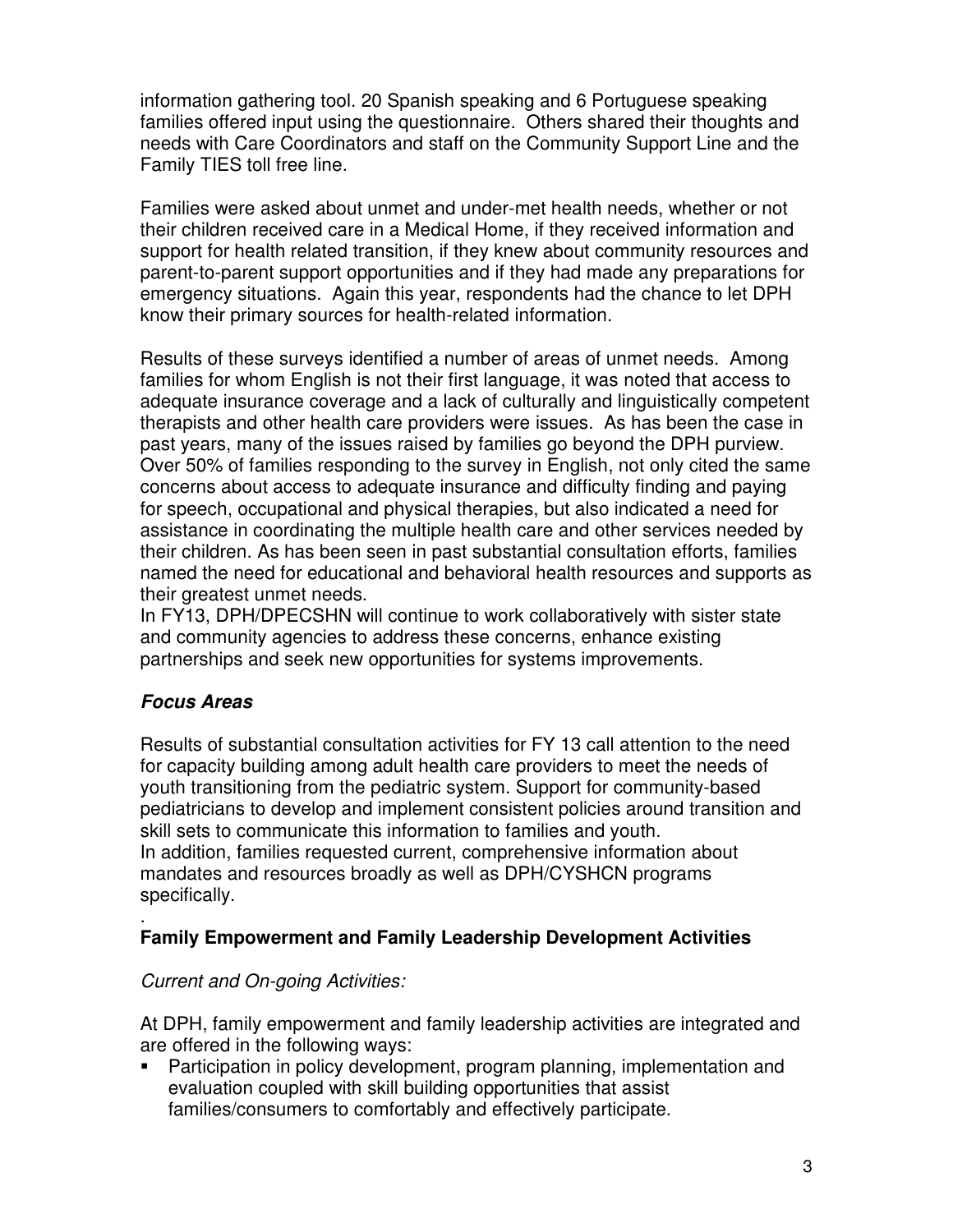information gathering tool. 20 Spanish speaking and 6 Portuguese speaking families offered input using the questionnaire. Others shared their thoughts and needs with Care Coordinators and staff on the Community Support Line and the Family TIES toll free line.

Families were asked about unmet and under-met health needs, whether or not their children received care in a Medical Home, if they received information and support for health related transition, if they knew about community resources and parent-to-parent support opportunities and if they had made any preparations for emergency situations. Again this year, respondents had the chance to let DPH know their primary sources for health-related information.

Results of these surveys identified a number of areas of unmet needs. Among families for whom English is not their first language, it was noted that access to adequate insurance coverage and a lack of culturally and linguistically competent therapists and other health care providers were issues. As has been the case in past years, many of the issues raised by families go beyond the DPH purview. Over 50% of families responding to the survey in English, not only cited the same concerns about access to adequate insurance and difficulty finding and paying for speech, occupational and physical therapies, but also indicated a need for assistance in coordinating the multiple health care and other services needed by their children. As has been seen in past substantial consultation efforts, families named the need for educational and behavioral health resources and supports as their greatest unmet needs.
In FY13, DPH/DPECSHN will continue to work collaboratively with sister state and community agencies to address these concerns, enhance existing partnerships and seek new opportunities for systems improvements.

### ***Focus Areas***

Results of substantial consultation activities for FY 13 call attention to the need for capacity building among adult health care providers to meet the needs of youth transitioning from the pediatric system. Support for community-based pediatricians to develop and implement consistent policies around transition and skill sets to communicate this information to families and youth.
In addition, families requested current, comprehensive information about mandates and resources broadly as well as DPH/CYSHCN programs specifically.

.

### **Family Empowerment and Family Leadership Development Activities**

*Current and On-going Activities:*

At DPH, family empowerment and family leadership activities are integrated and are offered in the following ways:

- Participation in policy development, program planning, implementation and evaluation coupled with skill building opportunities that assist families/consumers to comfortably and effectively participate.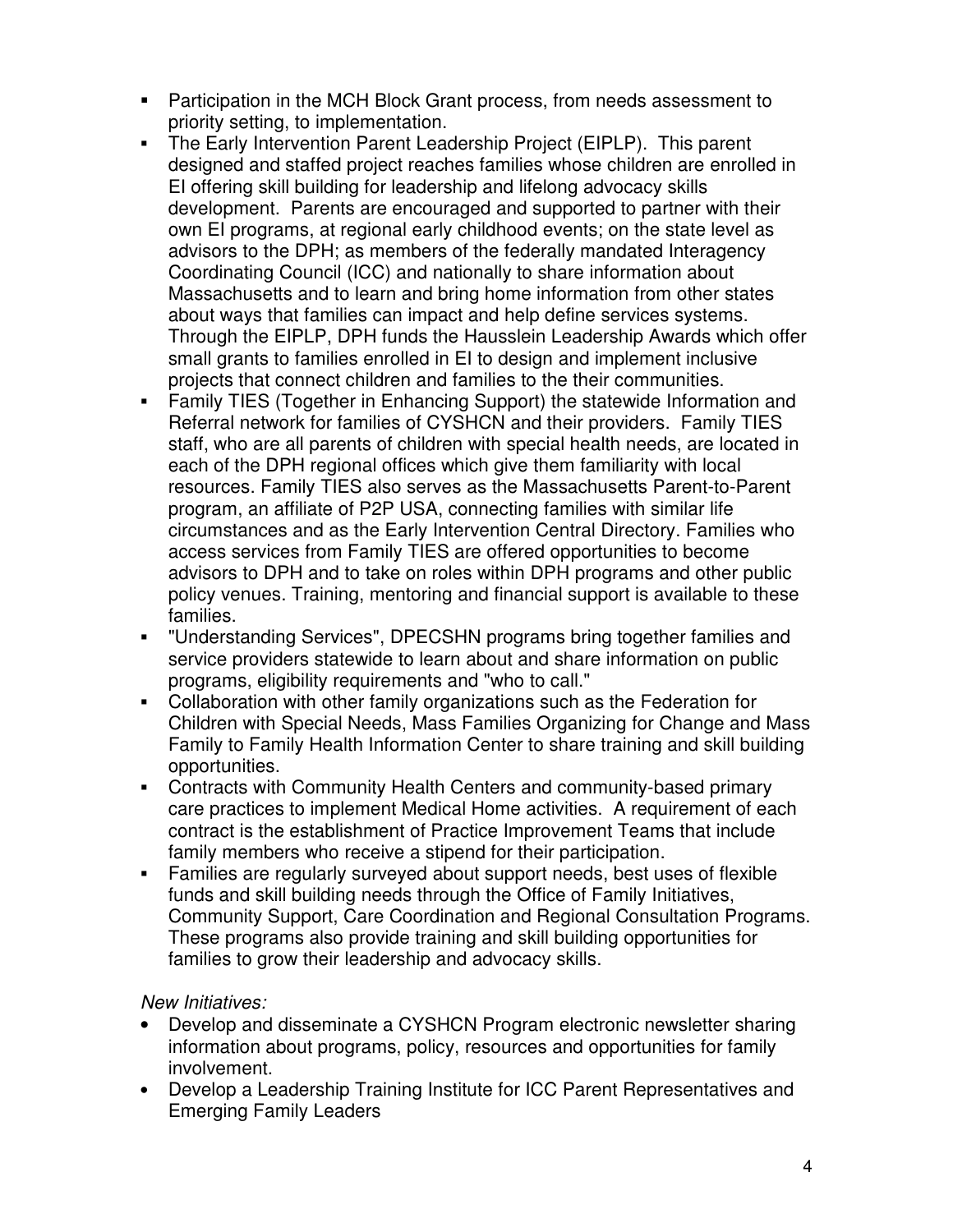- Participation in the MCH Block Grant process, from needs assessment to priority setting, to implementation.
- The Early Intervention Parent Leadership Project (EIPLP). This parent designed and staffed project reaches families whose children are enrolled in EI offering skill building for leadership and lifelong advocacy skills development. Parents are encouraged and supported to partner with their own EI programs, at regional early childhood events; on the state level as advisors to the DPH; as members of the federally mandated Interagency Coordinating Council (ICC) and nationally to share information about Massachusetts and to learn and bring home information from other states about ways that families can impact and help define services systems. Through the EIPLP, DPH funds the Hausslein Leadership Awards which offer small grants to families enrolled in EI to design and implement inclusive projects that connect children and families to the their communities.
- Family TIES (Together in Enhancing Support) the statewide Information and Referral network for families of CYSHCN and their providers. Family TIES staff, who are all parents of children with special health needs, are located in each of the DPH regional offices which give them familiarity with local resources. Family TIES also serves as the Massachusetts Parent-to-Parent program, an affiliate of P2P USA, connecting families with similar life circumstances and as the Early Intervention Central Directory. Families who access services from Family TIES are offered opportunities to become advisors to DPH and to take on roles within DPH programs and other public policy venues. Training, mentoring and financial support is available to these families.
- "Understanding Services", DPECSHN programs bring together families and service providers statewide to learn about and share information on public programs, eligibility requirements and "who to call."
- Collaboration with other family organizations such as the Federation for Children with Special Needs, Mass Families Organizing for Change and Mass Family to Family Health Information Center to share training and skill building opportunities.
- Contracts with Community Health Centers and community-based primary care practices to implement Medical Home activities. A requirement of each contract is the establishment of Practice Improvement Teams that include family members who receive a stipend for their participation.
- Families are regularly surveyed about support needs, best uses of flexible funds and skill building needs through the Office of Family Initiatives, Community Support, Care Coordination and Regional Consultation Programs. These programs also provide training and skill building opportunities for families to grow their leadership and advocacy skills.

*New Initiatives:*

- Develop and disseminate a CYSHCN Program electronic newsletter sharing information about programs, policy, resources and opportunities for family involvement.
- Develop a Leadership Training Institute for ICC Parent Representatives and Emerging Family Leaders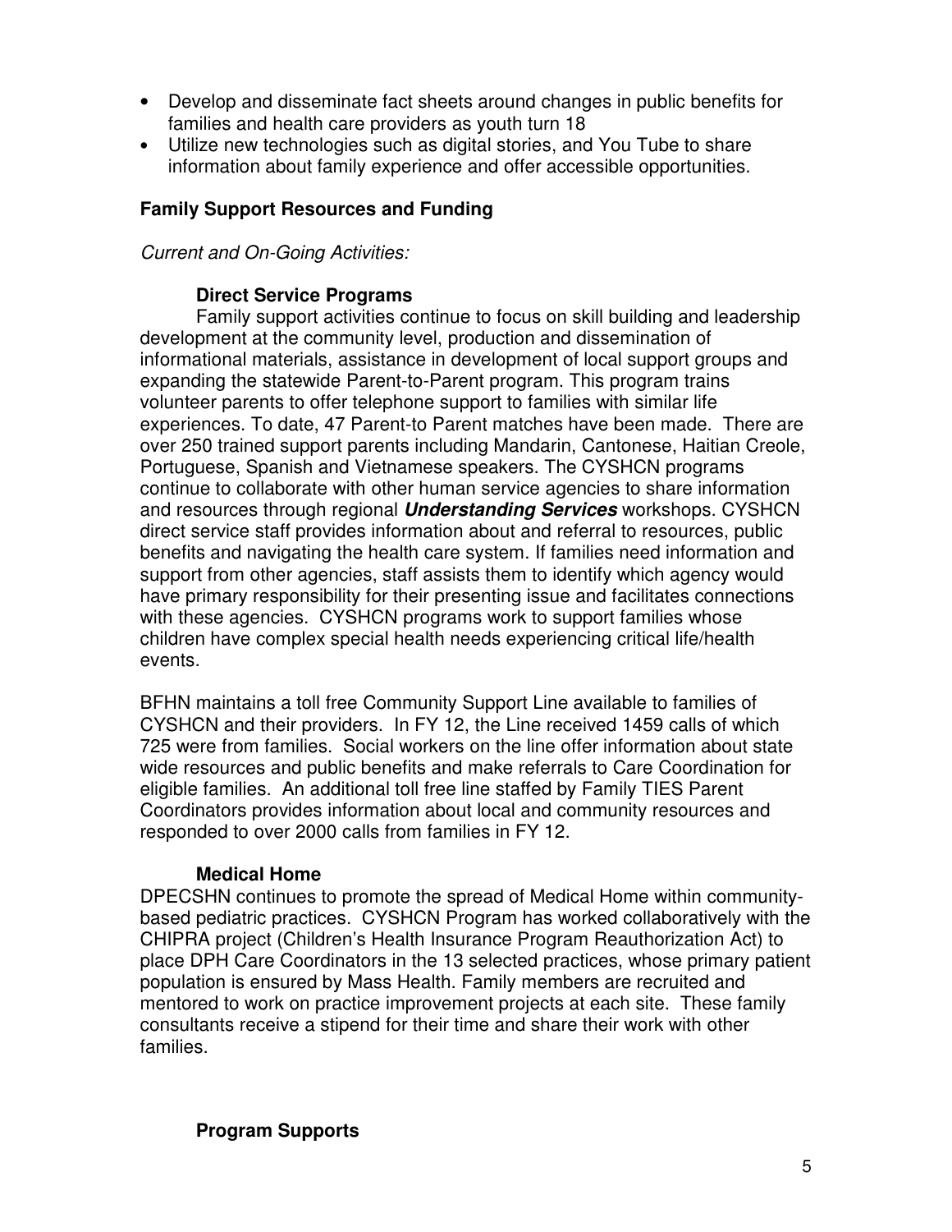- Develop and disseminate fact sheets around changes in public benefits for families and health care providers as youth turn 18
- Utilize new technologies such as digital stories, and You Tube to share information about family experience and offer accessible opportunities.

## Family Support Resources and Funding

*Current and On-Going Activities:*

### Direct Service Programs

Family support activities continue to focus on skill building and leadership development at the community level, production and dissemination of informational materials, assistance in development of local support groups and expanding the statewide Parent-to-Parent program. This program trains volunteer parents to offer telephone support to families with similar life experiences. To date, 47 Parent-to Parent matches have been made. There are over 250 trained support parents including Mandarin, Cantonese, Haitian Creole, Portuguese, Spanish and Vietnamese speakers. The CYSHCN programs continue to collaborate with other human service agencies to share information and resources through regional ***Understanding Services*** workshops. CYSHCN direct service staff provides information about and referral to resources, public benefits and navigating the health care system. If families need information and support from other agencies, staff assists them to identify which agency would have primary responsibility for their presenting issue and facilitates connections with these agencies. CYSHCN programs work to support families whose children have complex special health needs experiencing critical life/health events.

BFHN maintains a toll free Community Support Line available to families of CYSHCN and their providers. In FY 12, the Line received 1459 calls of which 725 were from families. Social workers on the line offer information about state wide resources and public benefits and make referrals to Care Coordination for eligible families. An additional toll free line staffed by Family TIES Parent Coordinators provides information about local and community resources and responded to over 2000 calls from families in FY 12.

### Medical Home

DPECSHN continues to promote the spread of Medical Home within community-based pediatric practices. CYSHCN Program has worked collaboratively with the CHIPRA project (Children's Health Insurance Program Reauthorization Act) to place DPH Care Coordinators in the 13 selected practices, whose primary patient population is ensured by Mass Health. Family members are recruited and mentored to work on practice improvement projects at each site. These family consultants receive a stipend for their time and share their work with other families.

### Program Supports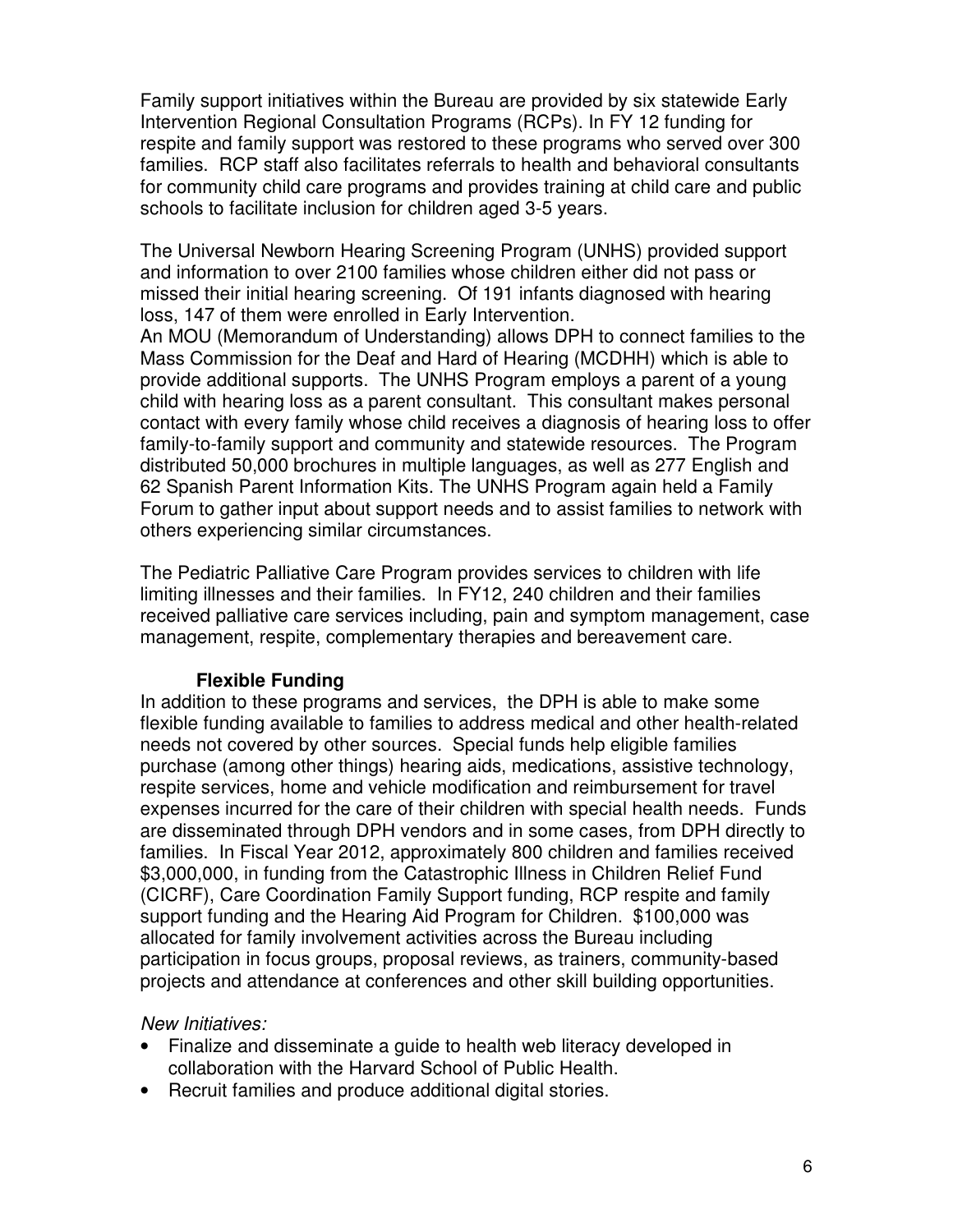Family support initiatives within the Bureau are provided by six statewide Early Intervention Regional Consultation Programs (RCPs). In FY 12 funding for respite and family support was restored to these programs who served over 300 families. RCP staff also facilitates referrals to health and behavioral consultants for community child care programs and provides training at child care and public schools to facilitate inclusion for children aged 3-5 years.

The Universal Newborn Hearing Screening Program (UNHS) provided support and information to over 2100 families whose children either did not pass or missed their initial hearing screening. Of 191 infants diagnosed with hearing loss, 147 of them were enrolled in Early Intervention.
An MOU (Memorandum of Understanding) allows DPH to connect families to the Mass Commission for the Deaf and Hard of Hearing (MCDHH) which is able to provide additional supports. The UNHS Program employs a parent of a young child with hearing loss as a parent consultant. This consultant makes personal contact with every family whose child receives a diagnosis of hearing loss to offer family-to-family support and community and statewide resources. The Program distributed 50,000 brochures in multiple languages, as well as 277 English and 62 Spanish Parent Information Kits. The UNHS Program again held a Family Forum to gather input about support needs and to assist families to network with others experiencing similar circumstances.

The Pediatric Palliative Care Program provides services to children with life limiting illnesses and their families. In FY12, 240 children and their families received palliative care services including, pain and symptom management, case management, respite, complementary therapies and bereavement care.

**Flexible Funding**

In addition to these programs and services, the DPH is able to make some flexible funding available to families to address medical and other health-related needs not covered by other sources. Special funds help eligible families purchase (among other things) hearing aids, medications, assistive technology, respite services, home and vehicle modification and reimbursement for travel expenses incurred for the care of their children with special health needs. Funds are disseminated through DPH vendors and in some cases, from DPH directly to families. In Fiscal Year 2012, approximately 800 children and families received $3,000,000, in funding from the Catastrophic Illness in Children Relief Fund (CICRF), Care Coordination Family Support funding, RCP respite and family support funding and the Hearing Aid Program for Children. $100,000 was allocated for family involvement activities across the Bureau including participation in focus groups, proposal reviews, as trainers, community-based projects and attendance at conferences and other skill building opportunities.

*New Initiatives:*

- Finalize and disseminate a guide to health web literacy developed in collaboration with the Harvard School of Public Health.
- Recruit families and produce additional digital stories.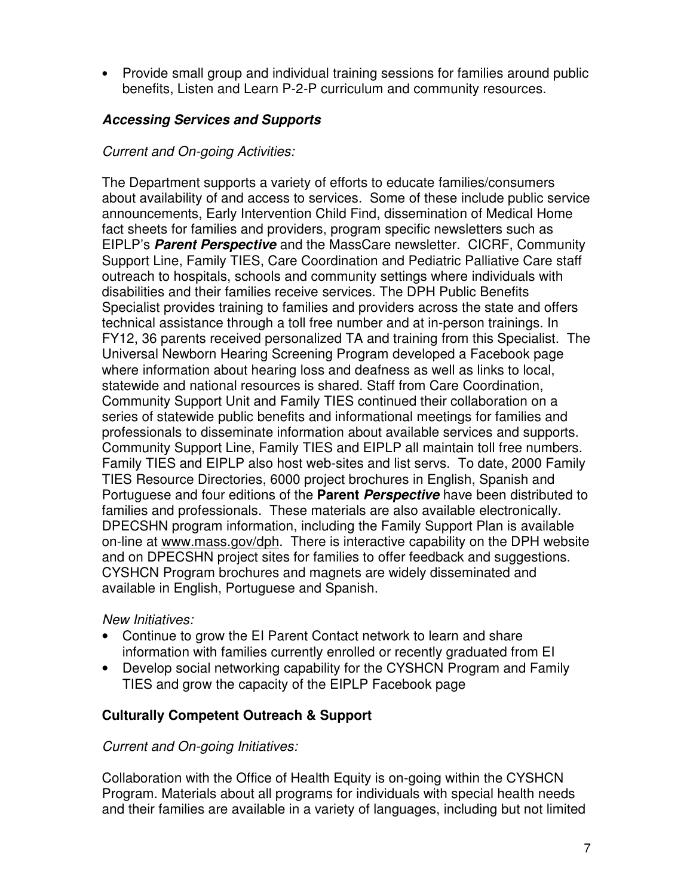- Provide small group and individual training sessions for families around public benefits, Listen and Learn P-2-P curriculum and community resources.

### ***Accessing Services and Supports***

*Current and On-going Activities:*

The Department supports a variety of efforts to educate families/consumers about availability of and access to services. Some of these include public service announcements, Early Intervention Child Find, dissemination of Medical Home fact sheets for families and providers, program specific newsletters such as EIPLP's ***Parent Perspective*** and the MassCare newsletter. CICRF, Community Support Line, Family TIES, Care Coordination and Pediatric Palliative Care staff outreach to hospitals, schools and community settings where individuals with disabilities and their families receive services. The DPH Public Benefits Specialist provides training to families and providers across the state and offers technical assistance through a toll free number and at in-person trainings. In FY12, 36 parents received personalized TA and training from this Specialist. The Universal Newborn Hearing Screening Program developed a Facebook page where information about hearing loss and deafness as well as links to local, statewide and national resources is shared. Staff from Care Coordination, Community Support Unit and Family TIES continued their collaboration on a series of statewide public benefits and informational meetings for families and professionals to disseminate information about available services and supports. Community Support Line, Family TIES and EIPLP all maintain toll free numbers. Family TIES and EIPLP also host web-sites and list servs. To date, 2000 Family TIES Resource Directories, 6000 project brochures in English, Spanish and Portuguese and four editions of the **Parent *Perspective*** have been distributed to families and professionals. These materials are also available electronically. DPECSHN program information, including the Family Support Plan is available on-line at www.mass.gov/dph. There is interactive capability on the DPH website and on DPECSHN project sites for families to offer feedback and suggestions. CYSHCN Program brochures and magnets are widely disseminated and available in English, Portuguese and Spanish.

*New Initiatives:*

- Continue to grow the EI Parent Contact network to learn and share information with families currently enrolled or recently graduated from EI
- Develop social networking capability for the CYSHCN Program and Family TIES and grow the capacity of the EIPLP Facebook page

### **Culturally Competent Outreach & Support**

*Current and On-going Initiatives:*

Collaboration with the Office of Health Equity is on-going within the CYSHCN Program. Materials about all programs for individuals with special health needs and their families are available in a variety of languages, including but not limited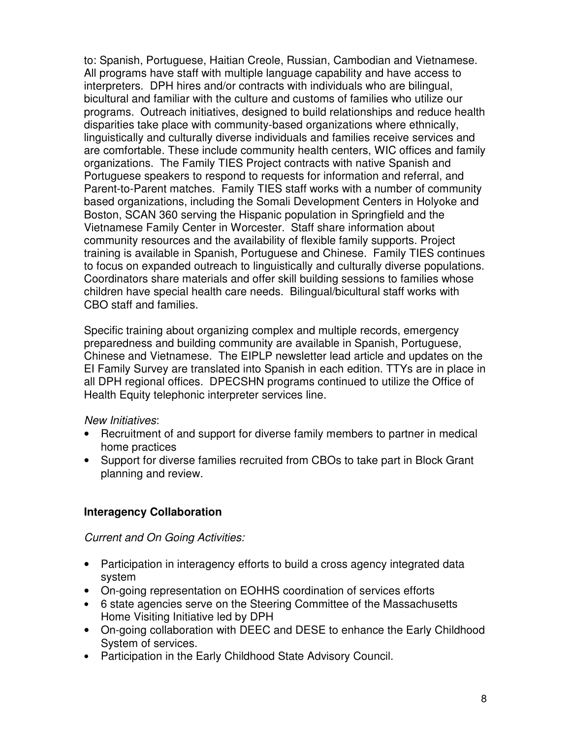to: Spanish, Portuguese, Haitian Creole, Russian, Cambodian and Vietnamese. All programs have staff with multiple language capability and have access to interpreters. DPH hires and/or contracts with individuals who are bilingual, bicultural and familiar with the culture and customs of families who utilize our programs. Outreach initiatives, designed to build relationships and reduce health disparities take place with community-based organizations where ethnically, linguistically and culturally diverse individuals and families receive services and are comfortable. These include community health centers, WIC offices and family organizations. The Family TIES Project contracts with native Spanish and Portuguese speakers to respond to requests for information and referral, and Parent-to-Parent matches. Family TIES staff works with a number of community based organizations, including the Somali Development Centers in Holyoke and Boston, SCAN 360 serving the Hispanic population in Springfield and the Vietnamese Family Center in Worcester. Staff share information about community resources and the availability of flexible family supports. Project training is available in Spanish, Portuguese and Chinese. Family TIES continues to focus on expanded outreach to linguistically and culturally diverse populations. Coordinators share materials and offer skill building sessions to families whose children have special health care needs. Bilingual/bicultural staff works with CBO staff and families.

Specific training about organizing complex and multiple records, emergency preparedness and building community are available in Spanish, Portuguese, Chinese and Vietnamese. The EIPLP newsletter lead article and updates on the EI Family Survey are translated into Spanish in each edition. TTYs are in place in all DPH regional offices. DPECSHN programs continued to utilize the Office of Health Equity telephonic interpreter services line.

*New Initiatives*:

- Recruitment of and support for diverse family members to partner in medical home practices
- Support for diverse families recruited from CBOs to take part in Block Grant planning and review.

**Interagency Collaboration**

*Current and On Going Activities:*

- Participation in interagency efforts to build a cross agency integrated data system
- On-going representation on EOHHS coordination of services efforts
- 6 state agencies serve on the Steering Committee of the Massachusetts Home Visiting Initiative led by DPH
- On-going collaboration with DEEC and DESE to enhance the Early Childhood System of services.
- Participation in the Early Childhood State Advisory Council.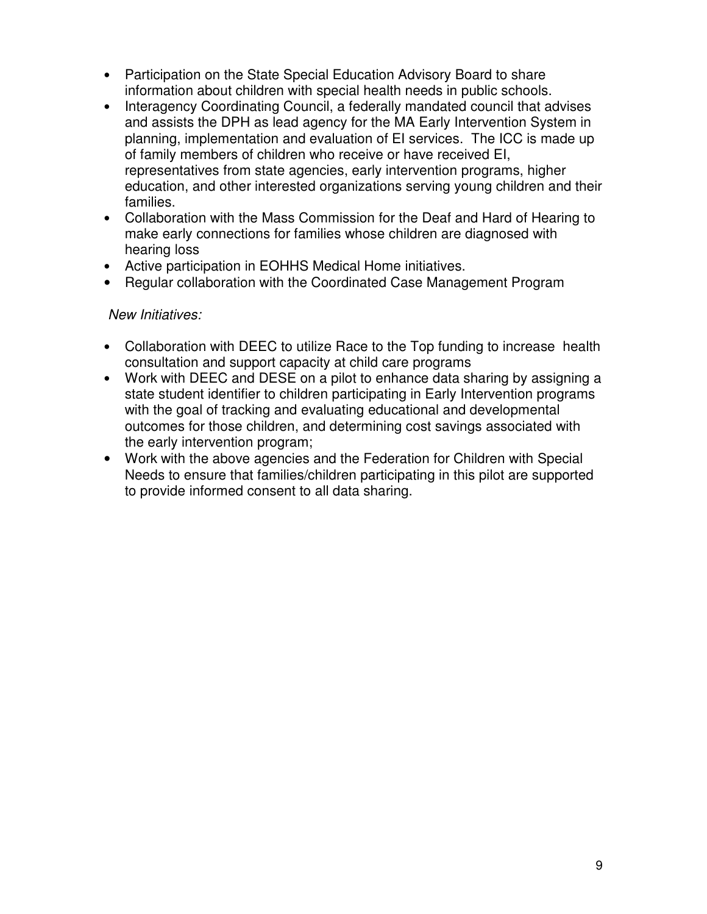- Participation on the State Special Education Advisory Board to share information about children with special health needs in public schools.
- Interagency Coordinating Council, a federally mandated council that advises and assists the DPH as lead agency for the MA Early Intervention System in planning, implementation and evaluation of EI services. The ICC is made up of family members of children who receive or have received EI, representatives from state agencies, early intervention programs, higher education, and other interested organizations serving young children and their families.
- Collaboration with the Mass Commission for the Deaf and Hard of Hearing to make early connections for families whose children are diagnosed with hearing loss
- Active participation in EOHHS Medical Home initiatives.
- Regular collaboration with the Coordinated Case Management Program

*New Initiatives:*

- Collaboration with DEEC to utilize Race to the Top funding to increase health consultation and support capacity at child care programs
- Work with DEEC and DESE on a pilot to enhance data sharing by assigning a state student identifier to children participating in Early Intervention programs with the goal of tracking and evaluating educational and developmental outcomes for those children, and determining cost savings associated with the early intervention program;
- Work with the above agencies and the Federation for Children with Special Needs to ensure that families/children participating in this pilot are supported to provide informed consent to all data sharing.